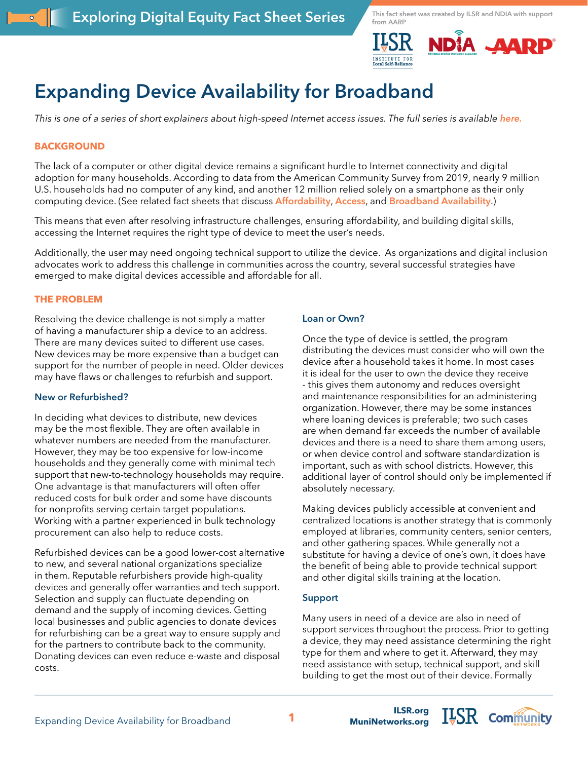Exploring Digital Equity Fact Sheet Series

This fact sheet was created by ILSR and NDIA with support from AARP

# Expanding Device Availability for Broadband

*This is one of a series of short explainers about high-speed Internet access issues. The full series is available here.*

## BACKGROUND

The lack of a computer or other digital device remains a significant hurdle to Internet connectivity and digital adoption for many households. According to data from the American Community Survey from 2019, nearly 9 million U.S. households had no computer of any kind, and another 12 million relied solely on a smartphone as their only computing device. (See related fact sheets that discuss Affordability, Access, and Broadband Availability.)

This means that even after resolving infrastructure challenges, ensuring affordability, and building digital skills, accessing the Internet requires the right type of device to meet the user's needs.

Additionally, the user may need ongoing technical support to utilize the device. As organizations and digital inclusion advocates work to address this challenge in communities across the country, several successful strategies have emerged to make digital devices accessible and affordable for all.

## THE PROBLEM

Resolving the device challenge is not simply a matter of having a manufacturer ship a device to an address. There are many devices suited to different use cases. New devices may be more expensive than a budget can support for the number of people in need. Older devices may have flaws or challenges to refurbish and support.

### New or Refurbished?

In deciding what devices to distribute, new devices may be the most flexible. They are often available in whatever numbers are needed from the manufacturer. However, they may be too expensive for low-income households and they generally come with minimal tech support that new-to-technology households may require. One advantage is that manufacturers will often offer reduced costs for bulk order and some have discounts for nonprofits serving certain target populations. Working with a partner experienced in bulk technology procurement can also help to reduce costs.

Refurbished devices can be a good lower-cost alternative to new, and several national organizations specialize in them. Reputable refurbishers provide high-quality devices and generally offer warranties and tech support. Selection and supply can fluctuate depending on demand and the supply of incoming devices. Getting local businesses and public agencies to donate devices for refurbishing can be a great way to ensure supply and for the partners to contribute back to the community. Donating devices can even reduce e-waste and disposal costs.

### Loan or Own?

Once the type of device is settled, the program distributing the devices must consider who will own the device after a household takes it home. In most cases it is ideal for the user to own the device they receive - this gives them autonomy and reduces oversight and maintenance responsibilities for an administering organization. However, there may be some instances where loaning devices is preferable; two such cases are when demand far exceeds the number of available devices and there is a need to share them among users, or when device control and software standardization is important, such as with school districts. However, this additional layer of control should only be implemented if absolutely necessary.

Making devices publicly accessible at convenient and centralized locations is another strategy that is commonly employed at libraries, community centers, senior centers, and other gathering spaces. While generally not a substitute for having a device of one's own, it does have the benefit of being able to provide technical support and other digital skills training at the location.

### Support

Many users in need of a device are also in need of support services throughout the process. Prior to getting a device, they may need assistance determining the right type for them and where to get it. Afterward, they may need assistance with setup, technical support, and skill building to get the most out of their device. Formally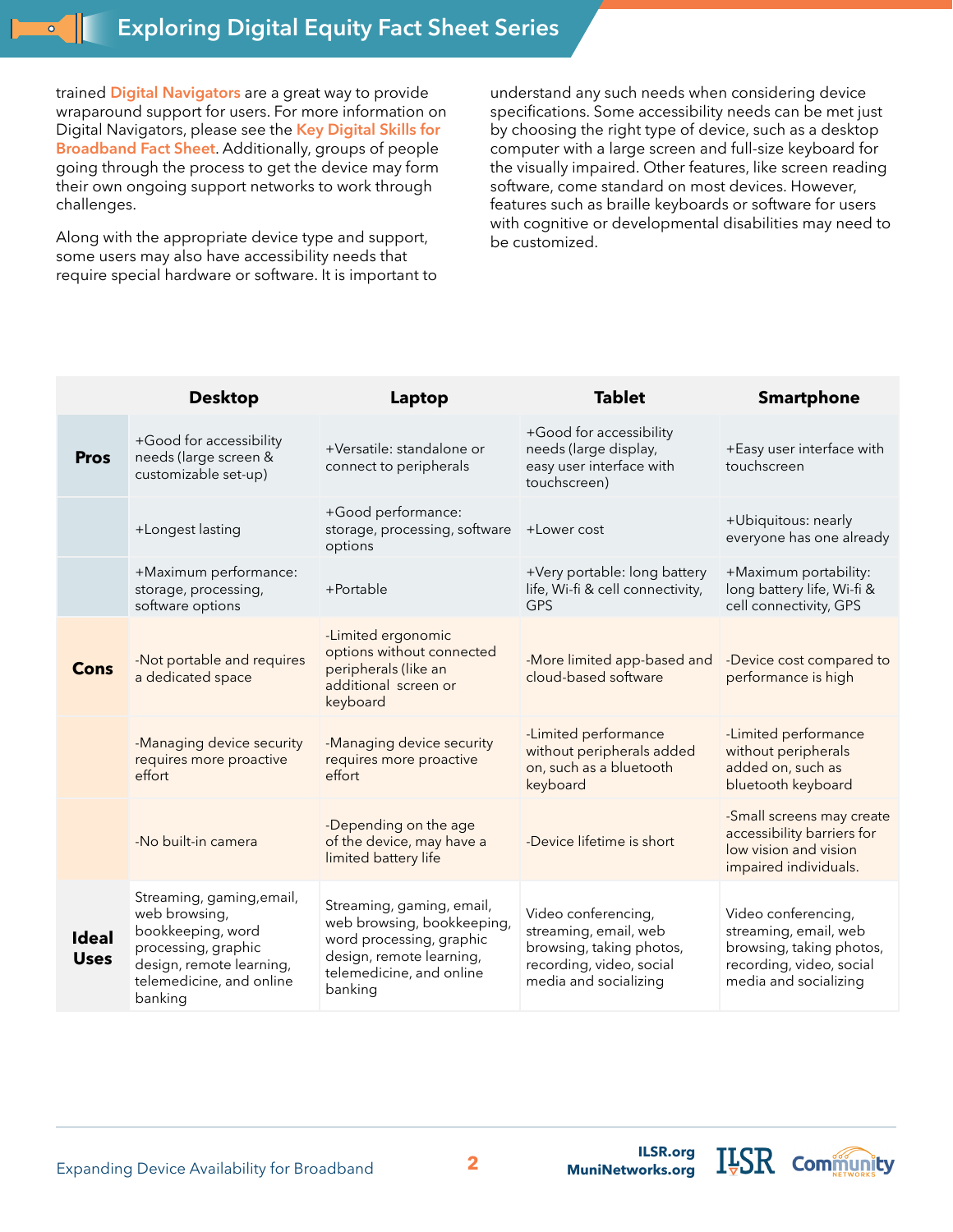trained Digital Navigators are a great way to provide wraparound support for users. For more information on Digital Navigators, please see the Key Digital Skills for Broadband Fact Sheet. Additionally, groups of people going through the process to get the device may form their own ongoing support networks to work through challenges.

Along with the appropriate device type and support, some users may also have accessibility needs that require special hardware or software. It is important to understand any such needs when considering device specifications. Some accessibility needs can be met just by choosing the right type of device, such as a desktop computer with a large screen and full-size keyboard for the visually impaired. Other features, like screen reading software, come standard on most devices. However, features such as braille keyboards or software for users with cognitive or developmental disabilities may need to be customized.

| | Desktop | Laptop | Tablet | Smartphone |
|---|---|---|---|---|
| **Pros** | +Good for accessibility needs (large screen & customizable set-up) | +Versatile: standalone or connect to peripherals | +Good for accessibility needs (large display, easy user interface with touchscreen) | +Easy user interface with touchscreen |
| | +Longest lasting | +Good performance: storage, processing, software options | +Lower cost | +Ubiquitous: nearly everyone has one already |
| | +Maximum performance: storage, processing, software options | +Portable | +Very portable: long battery life, Wi-fi & cell connectivity, GPS | +Maximum portability: long battery life, Wi-fi & cell connectivity, GPS |
| **Cons** | -Not portable and requires a dedicated space | -Limited ergonomic options without connected peripherals (like an additional screen or keyboard | -More limited app-based and cloud-based software | -Device cost compared to performance is high |
| | -Managing device security requires more proactive effort | -Managing device security requires more proactive effort | -Limited performance without peripherals added on, such as a bluetooth keyboard | -Limited performance without peripherals added on, such as bluetooth keyboard |
| | -No built-in camera | -Depending on the age of the device, may have a limited battery life | -Device lifetime is short | -Small screens may create accessibility barriers for low vision and vision impaired individuals. |
| **Ideal Uses** | Streaming, gaming,email, web browsing, bookkeeping, word processing, graphic design, remote learning, telemedicine, and online banking | Streaming, gaming, email, web browsing, bookkeeping, word processing, graphic design, remote learning, telemedicine, and online banking | Video conferencing, streaming, email, web browsing, taking photos, recording, video, social media and socializing | Video conferencing, streaming, email, web browsing, taking photos, recording, video, social media and socializing |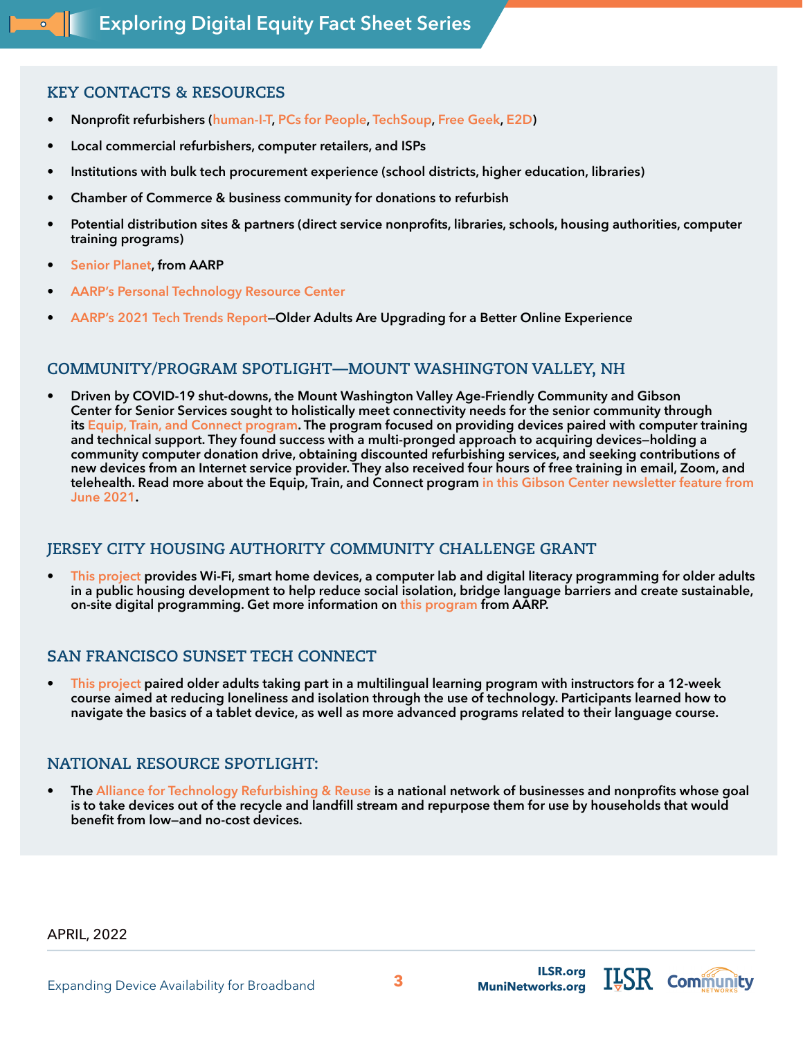## KEY CONTACTS & RESOURCES

- Nonprofit refurbishers (human-I-T, PCs for People, TechSoup, Free Geek, E2D)
- Local commercial refurbishers, computer retailers, and ISPs
- Institutions with bulk tech procurement experience (school districts, higher education, libraries)
- Chamber of Commerce & business community for donations to refurbish
- Potential distribution sites & partners (direct service nonprofits, libraries, schools, housing authorities, computer training programs)
- Senior Planet, from AARP
- AARP's Personal Technology Resource Center
- AARP's 2021 Tech Trends Report—Older Adults Are Upgrading for a Better Online Experience

## COMMUNITY/PROGRAM SPOTLIGHT—MOUNT WASHINGTON VALLEY, NH

- Driven by COVID-19 shut-downs, the Mount Washington Valley Age-Friendly Community and Gibson Center for Senior Services sought to holistically meet connectivity needs for the senior community through its Equip, Train, and Connect program. The program focused on providing devices paired with computer training and technical support. They found success with a multi-pronged approach to acquiring devices—holding a community computer donation drive, obtaining discounted refurbishing services, and seeking contributions of new devices from an Internet service provider. They also received four hours of free training in email, Zoom, and telehealth. Read more about the Equip, Train, and Connect program in this Gibson Center newsletter feature from June 2021.

## JERSEY CITY HOUSING AUTHORITY COMMUNITY CHALLENGE GRANT

- This project provides Wi-Fi, smart home devices, a computer lab and digital literacy programming for older adults in a public housing development to help reduce social isolation, bridge language barriers and create sustainable, on-site digital programming. Get more information on this program from AARP.

## SAN FRANCISCO SUNSET TECH CONNECT

- This project paired older adults taking part in a multilingual learning program with instructors for a 12-week course aimed at reducing loneliness and isolation through the use of technology. Participants learned how to navigate the basics of a tablet device, as well as more advanced programs related to their language course.

## NATIONAL RESOURCE SPOTLIGHT:

- The Alliance for Technology Refurbishing & Reuse is a national network of businesses and nonprofits whose goal is to take devices out of the recycle and landfill stream and repurpose them for use by households that would benefit from low—and no-cost devices.

APRIL, 2022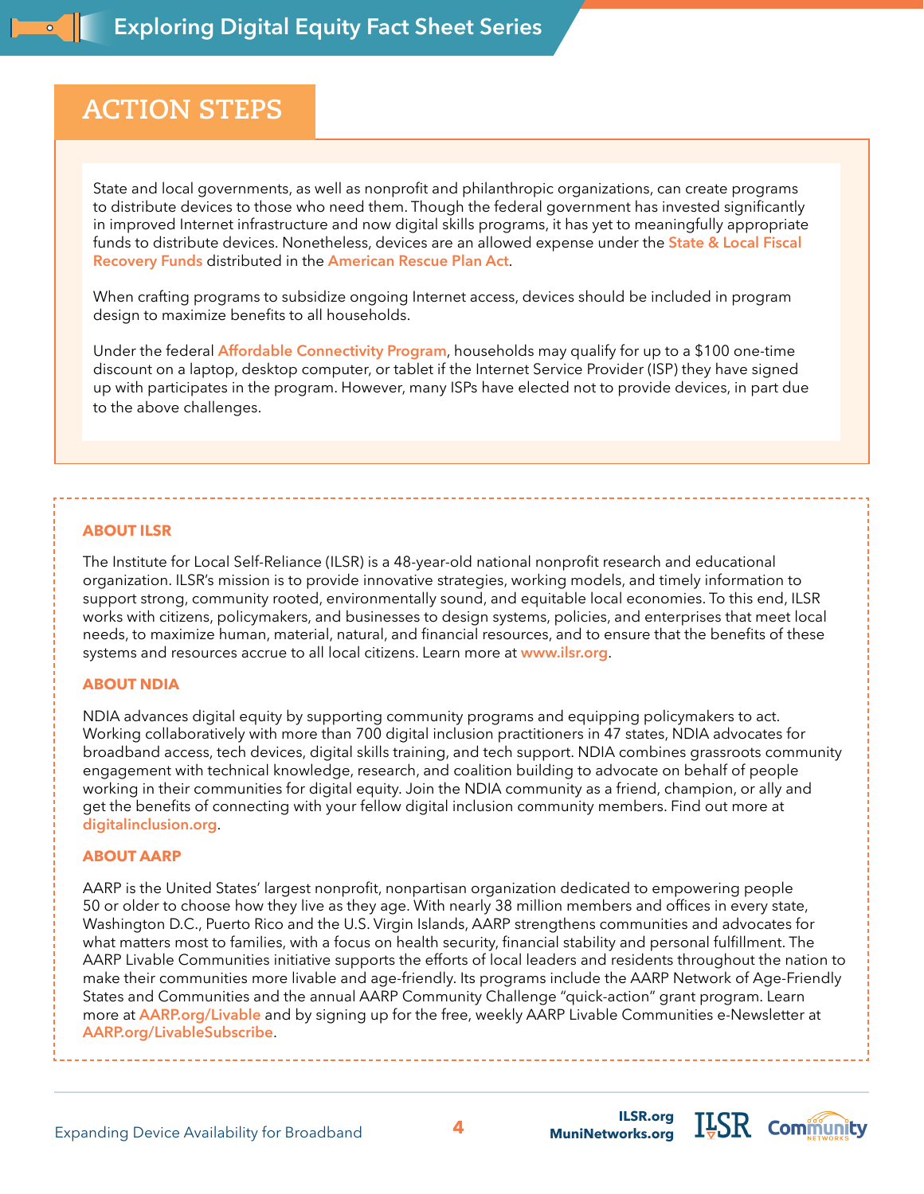## ACTION STEPS

State and local governments, as well as nonprofit and philanthropic organizations, can create programs to distribute devices to those who need them. Though the federal government has invested significantly in improved Internet infrastructure and now digital skills programs, it has yet to meaningfully appropriate funds to distribute devices. Nonetheless, devices are an allowed expense under the State & Local Fiscal Recovery Funds distributed in the American Rescue Plan Act.

When crafting programs to subsidize ongoing Internet access, devices should be included in program design to maximize benefits to all households.

Under the federal Affordable Connectivity Program, households may qualify for up to a $100 one-time discount on a laptop, desktop computer, or tablet if the Internet Service Provider (ISP) they have signed up with participates in the program. However, many ISPs have elected not to provide devices, in part due to the above challenges.

### ABOUT ILSR

The Institute for Local Self-Reliance (ILSR) is a 48-year-old national nonprofit research and educational organization. ILSR's mission is to provide innovative strategies, working models, and timely information to support strong, community rooted, environmentally sound, and equitable local economies. To this end, ILSR works with citizens, policymakers, and businesses to design systems, policies, and enterprises that meet local needs, to maximize human, material, natural, and financial resources, and to ensure that the benefits of these systems and resources accrue to all local citizens. Learn more at www.ilsr.org.

### ABOUT NDIA

NDIA advances digital equity by supporting community programs and equipping policymakers to act. Working collaboratively with more than 700 digital inclusion practitioners in 47 states, NDIA advocates for broadband access, tech devices, digital skills training, and tech support. NDIA combines grassroots community engagement with technical knowledge, research, and coalition building to advocate on behalf of people working in their communities for digital equity. Join the NDIA community as a friend, champion, or ally and get the benefits of connecting with your fellow digital inclusion community members. Find out more at digitalinclusion.org.

### ABOUT AARP

AARP is the United States' largest nonprofit, nonpartisan organization dedicated to empowering people 50 or older to choose how they live as they age. With nearly 38 million members and offices in every state, Washington D.C., Puerto Rico and the U.S. Virgin Islands, AARP strengthens communities and advocates for what matters most to families, with a focus on health security, financial stability and personal fulfillment. The AARP Livable Communities initiative supports the efforts of local leaders and residents throughout the nation to make their communities more livable and age-friendly. Its programs include the AARP Network of Age-Friendly States and Communities and the annual AARP Community Challenge "quick-action" grant program. Learn more at AARP.org/Livable and by signing up for the free, weekly AARP Livable Communities e-Newsletter at AARP.org/LivableSubscribe.